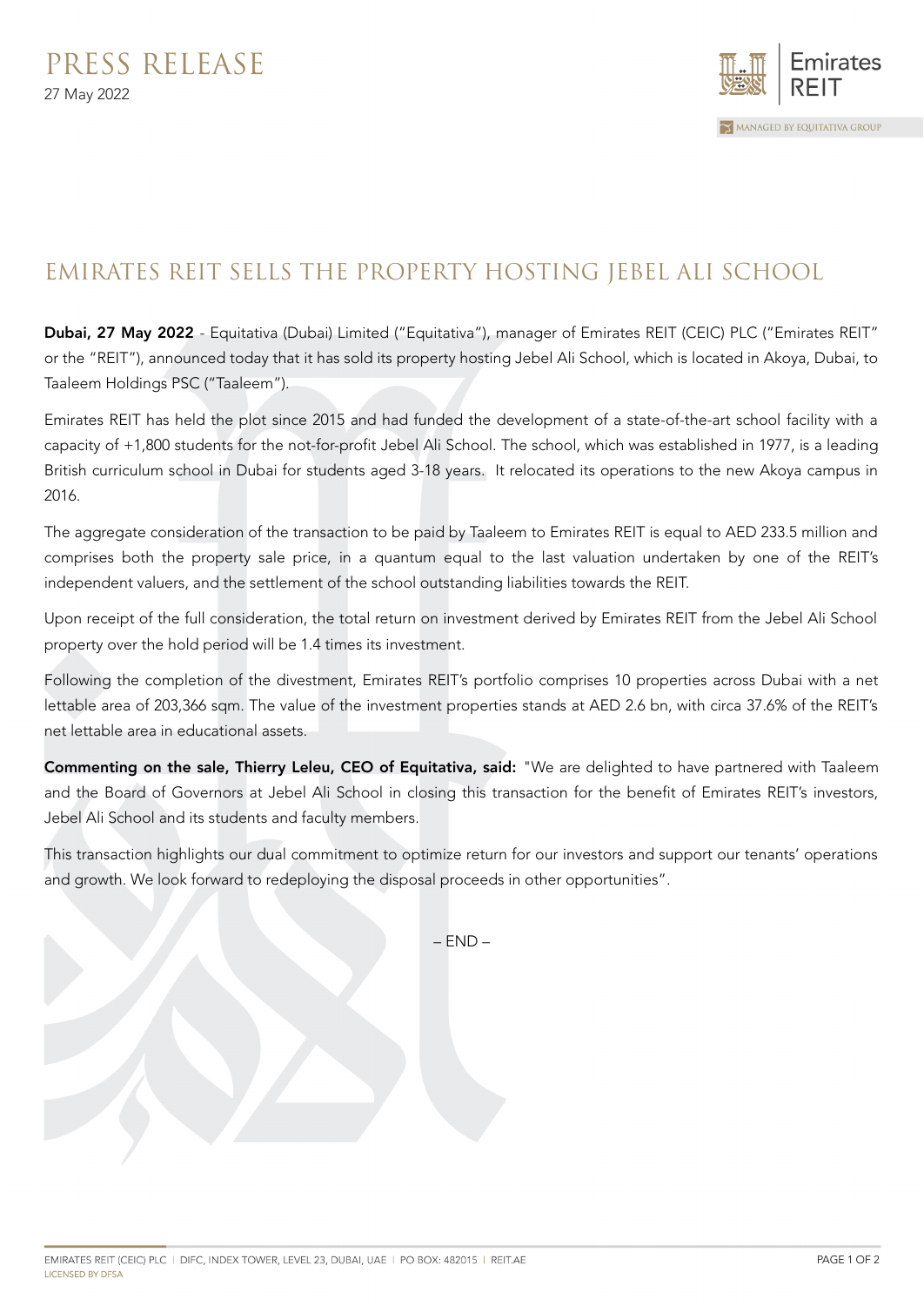PRESS RELEASE

27 May 2022

# EMIRATES REIT SELLS THE PROPERTY HOSTING JEBEL ALI SCHOOL

**Dubai, 27 May 2022** - Equitativa (Dubai) Limited ("Equitativa"), manager of Emirates REIT (CEIC) PLC ("Emirates REIT" or the "REIT"), announced today that it has sold its property hosting Jebel Ali School, which is located in Akoya, Dubai, to Taaleem Holdings PSC ("Taaleem").

Emirates REIT has held the plot since 2015 and had funded the development of a state-of-the-art school facility with a capacity of +1,800 students for the not-for-profit Jebel Ali School. The school, which was established in 1977, is a leading British curriculum school in Dubai for students aged 3-18 years. It relocated its operations to the new Akoya campus in 2016.

The aggregate consideration of the transaction to be paid by Taaleem to Emirates REIT is equal to AED 233.5 million and comprises both the property sale price, in a quantum equal to the last valuation undertaken by one of the REIT's independent valuers, and the settlement of the school outstanding liabilities towards the REIT.

Upon receipt of the full consideration, the total return on investment derived by Emirates REIT from the Jebel Ali School property over the hold period will be 1.4 times its investment.

Following the completion of the divestment, Emirates REIT's portfolio comprises 10 properties across Dubai with a net lettable area of 203,366 sqm. The value of the investment properties stands at AED 2.6 bn, with circa 37.6% of the REIT's net lettable area in educational assets.

**Commenting on the sale, Thierry Leleu, CEO of Equitativa, said:** "We are delighted to have partnered with Taaleem and the Board of Governors at Jebel Ali School in closing this transaction for the benefit of Emirates REIT's investors, Jebel Ali School and its students and faculty members.

This transaction highlights our dual commitment to optimize return for our investors and support our tenants' operations and growth. We look forward to redeploying the disposal proceeds in other opportunities".

– END –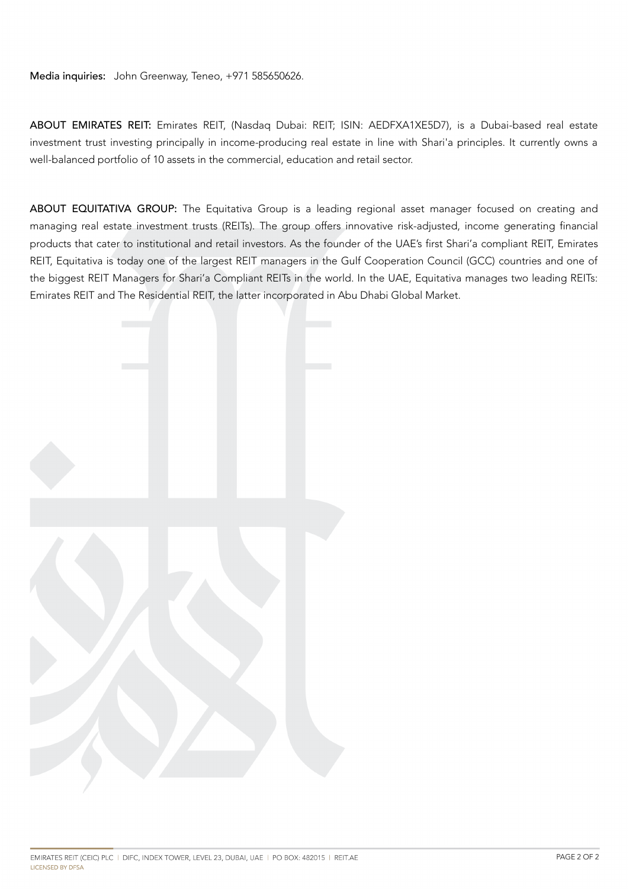**Media inquiries:** John Greenway, Teneo, +971 585650626.

**ABOUT EMIRATES REIT:** Emirates REIT, (Nasdaq Dubai: REIT; ISIN: AEDFXA1XE5D7), is a Dubai-based real estate investment trust investing principally in income-producing real estate in line with Shari'a principles. It currently owns a well-balanced portfolio of 10 assets in the commercial, education and retail sector.

**ABOUT EQUITATIVA GROUP:** The Equitativa Group is a leading regional asset manager focused on creating and managing real estate investment trusts (REITs). The group offers innovative risk-adjusted, income generating financial products that cater to institutional and retail investors. As the founder of the UAE's first Shari'a compliant REIT, Emirates REIT, Equitativa is today one of the largest REIT managers in the Gulf Cooperation Council (GCC) countries and one of the biggest REIT Managers for Shari'a Compliant REITs in the world. In the UAE, Equitativa manages two leading REITs: Emirates REIT and The Residential REIT, the latter incorporated in Abu Dhabi Global Market.